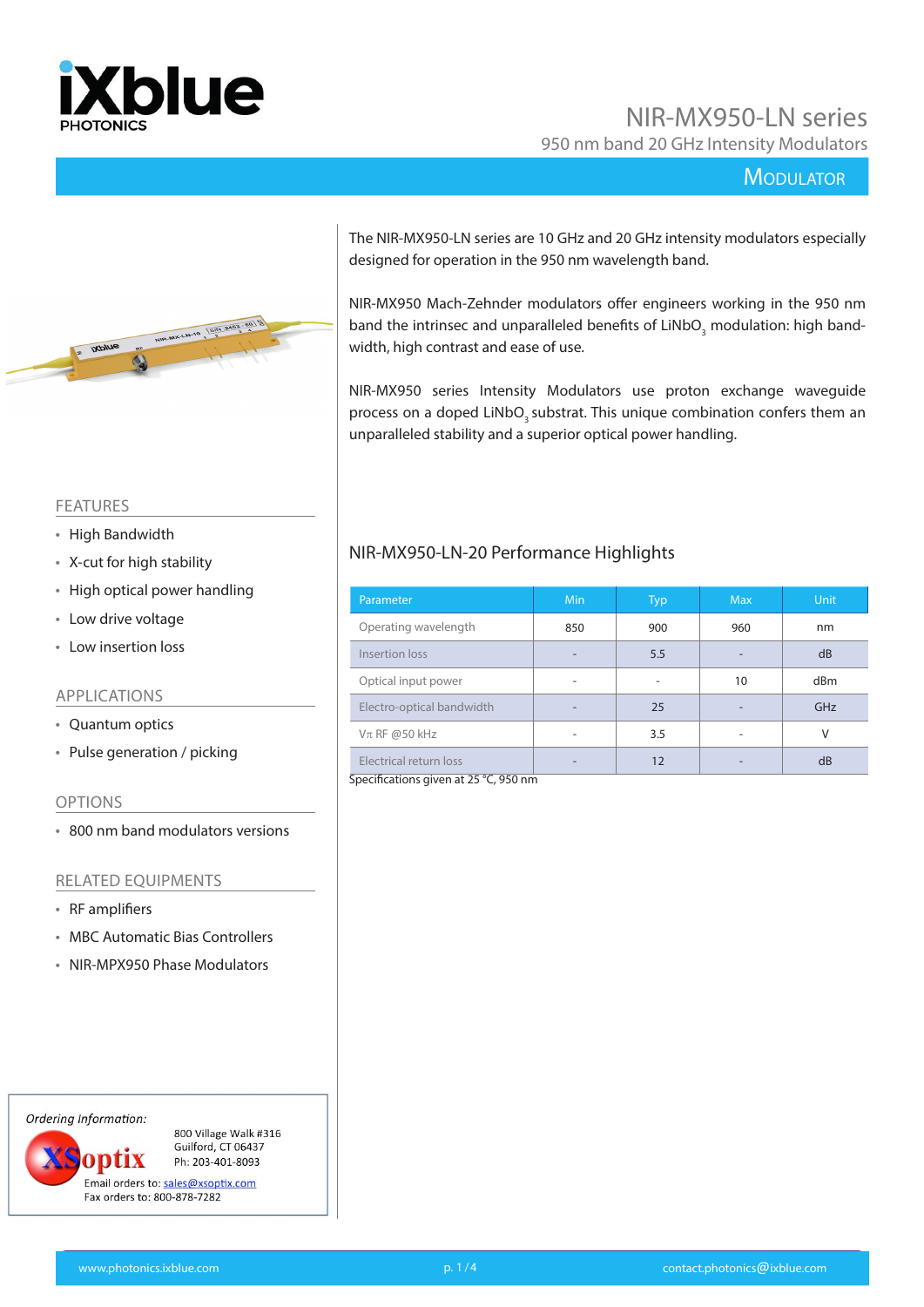# NIR-MX950-LN series

950 nm band 20 GHz Intensity Modulators

MODULATOR

The NIR-MX950-LN series are 10 GHz and 20 GHz intensity modulators especially designed for operation in the 950 nm wavelength band.

NIR-MX950 Mach-Zehnder modulators offer engineers working in the 950 nm band the intrinsec and unparalleled benefits of $LiNbO_3$ modulation: high bandwidth, high contrast and ease of use.

NIR-MX950 series Intensity Modulators use proton exchange waveguide process on a doped $LiNbO_3$ substrat. This unique combination confers them an unparalleled stability and a superior optical power handling.

## FEATURES

- High Bandwidth
- X-cut for high stability
- High optical power handling
- Low drive voltage
- Low insertion loss

## APPLICATIONS

- Quantum optics
- Pulse generation / picking

## OPTIONS

- 800 nm band modulators versions

## RELATED EQUIPMENTS

- RF amplifiers
- MBC Automatic Bias Controllers
- NIR-MPX950 Phase Modulators

## NIR-MX950-LN-20 Performance Highlights

| Parameter | Min | Typ | Max | Unit |
|---|---|---|---|---|
| Operating wavelength | 850 | 900 | 960 | nm |
| Insertion loss | - | 5.5 | - | dB |
| Optical input power | - | - | 10 | dBm |
| Electro-optical bandwidth | - | 25 | - | GHz |
| $V\pi$ RF @50 kHz | - | 3.5 | - | V |
| Electrical return loss | - | 12 | - | dB |

Specifications given at 25 °C, 950 nm

*Ordering Information:*

XSoptix

800 Village Walk #316
Guilford, CT 06437
Ph: 203-401-8093

Email orders to: sales@xsoptix.com
Fax orders to: 800-878-7282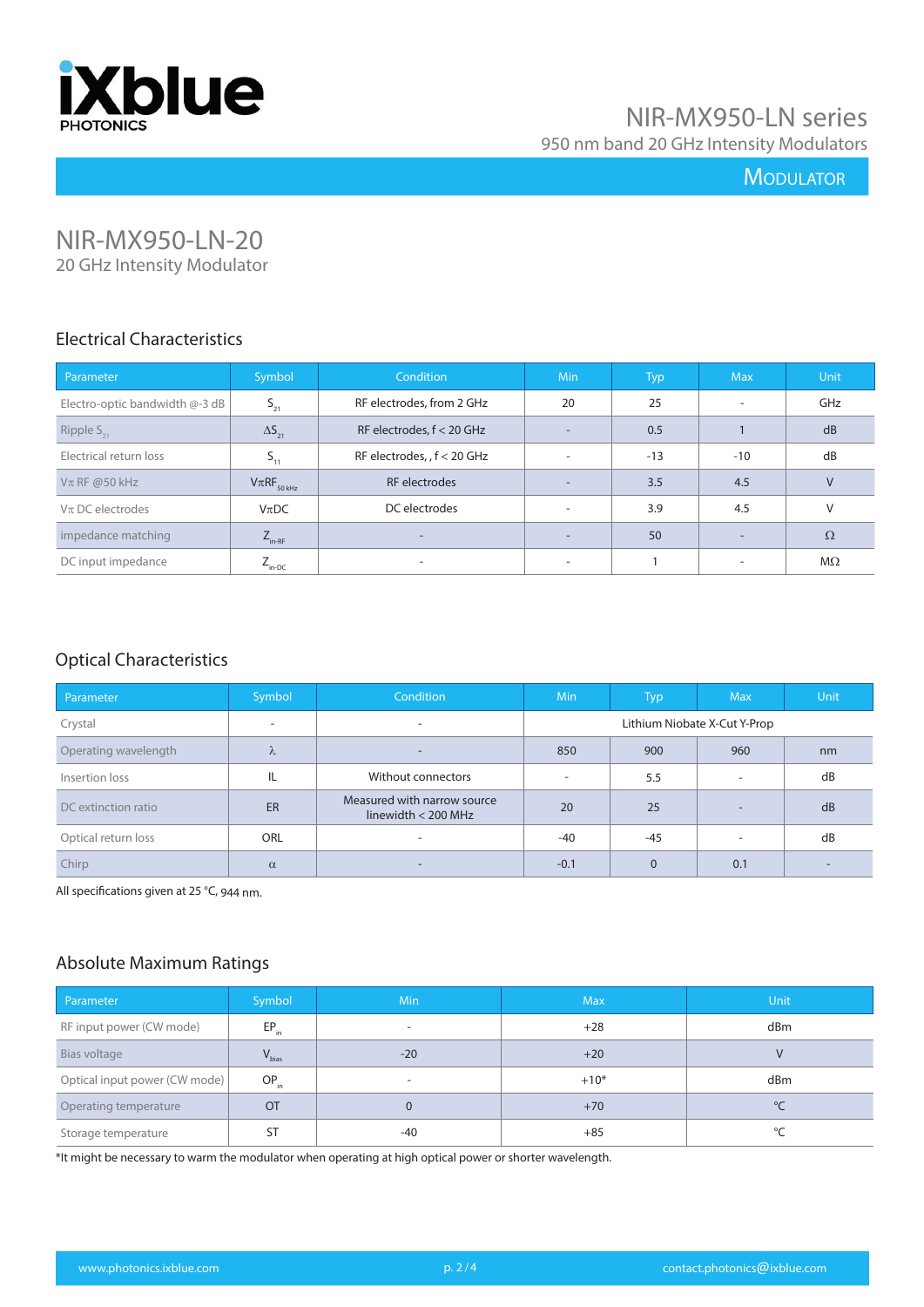# NIR-MX950-LN-20

20 GHz Intensity Modulator

## Electrical Characteristics

| Parameter | Symbol | Condition | Min | Typ | Max | Unit |
|---|---|---|---|---|---|---|
| Electro-optic bandwidth @-3 dB | $S_{21}$ | RF electrodes, from 2 GHz | 20 | 25 | - | GHz |
| Ripple $S_{21}$ | $\Delta S_{21}$ | RF electrodes, f < 20 GHz | - | 0.5 | 1 | dB |
| Electrical return loss | $S_{11}$ | RF electrodes, , f < 20 GHz | - | -13 | -10 | dB |
| $V\pi$ RF @50 kHz | $V\pi RF_{50\,kHz}$ | RF electrodes | - | 3.5 | 4.5 | V |
| $V\pi$ DC electrodes | $V\pi DC$ | DC electrodes | - | 3.9 | 4.5 | V |
| impedance matching | $Z_{in-RF}$ | - | - | 50 | - | Ω |
| DC input impedance | $Z_{in-DC}$ | - | - | 1 | - | MΩ |

## Optical Characteristics

| Parameter | Symbol | Condition | Min | Typ | Max | Unit |
|---|---|---|---|---|---|---|
| Crystal | - | - | Lithium Niobate X-Cut Y-Prop | | | |
| Operating wavelength | $\lambda$ | - | 850 | 900 | 960 | nm |
| Insertion loss | IL | Without connectors | - | 5.5 | - | dB |
| DC extinction ratio | ER | Measured with narrow source linewidth < 200 MHz | 20 | 25 | - | dB |
| Optical return loss | ORL | - | -40 | -45 | - | dB |
| Chirp | $\alpha$ | - | -0.1 | 0 | 0.1 | - |

All specifications given at 25 °C, 944 nm.

## Absolute Maximum Ratings

| Parameter | Symbol | Min | Max | Unit |
|---|---|---|---|---|
| RF input power (CW mode) | $EP_{in}$ | - | +28 | dBm |
| Bias voltage | $V_{bias}$ | -20 | +20 | V |
| Optical input power (CW mode) | $OP_{in}$ | - | +10* | dBm |
| Operating temperature | OT | 0 | +70 | °C |
| Storage temperature | ST | -40 | +85 | °C |

*It might be necessary to warm the modulator when operating at high optical power or shorter wavelength.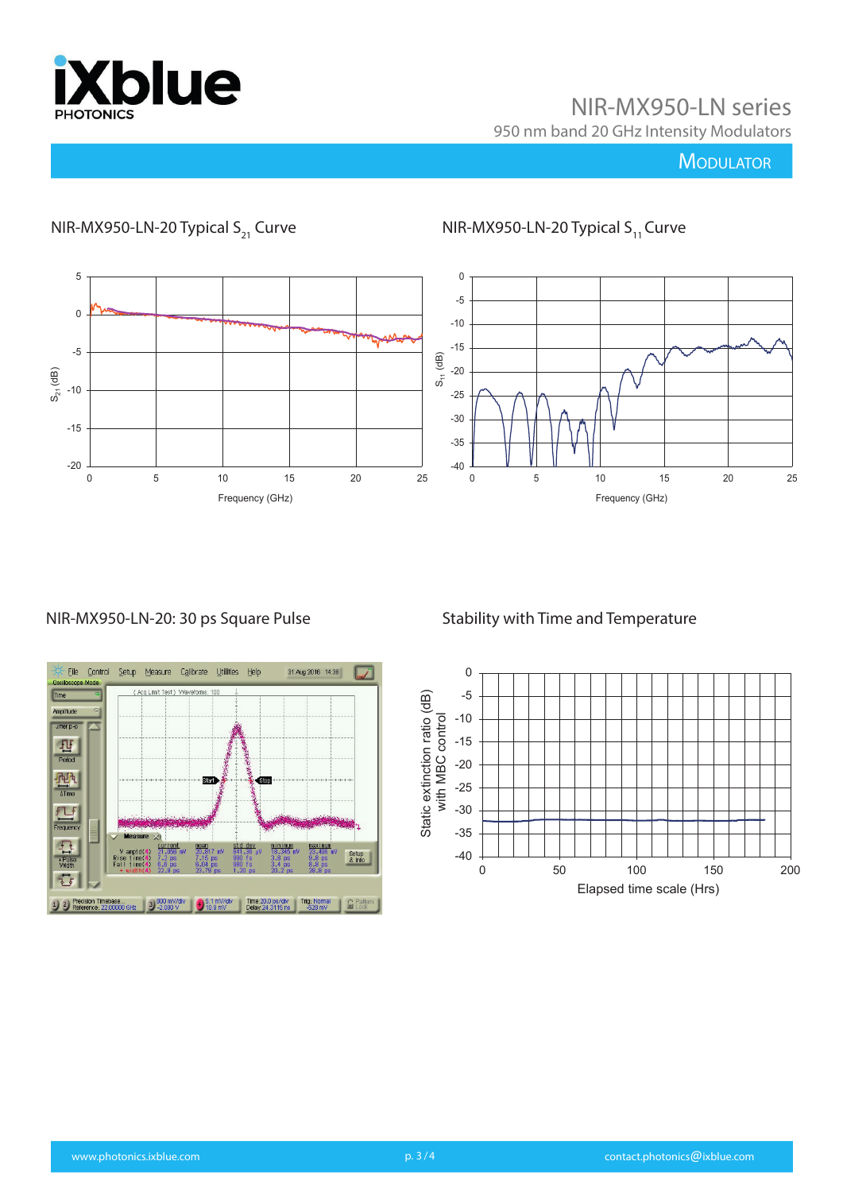## NIR-MX950-LN-20 Typical $S_{21}$ Curve

## NIR-MX950-LN-20 Typical $S_{11}$ Curve

## NIR-MX950-LN-20: 30 ps Square Pulse

## Stability with Time and Temperature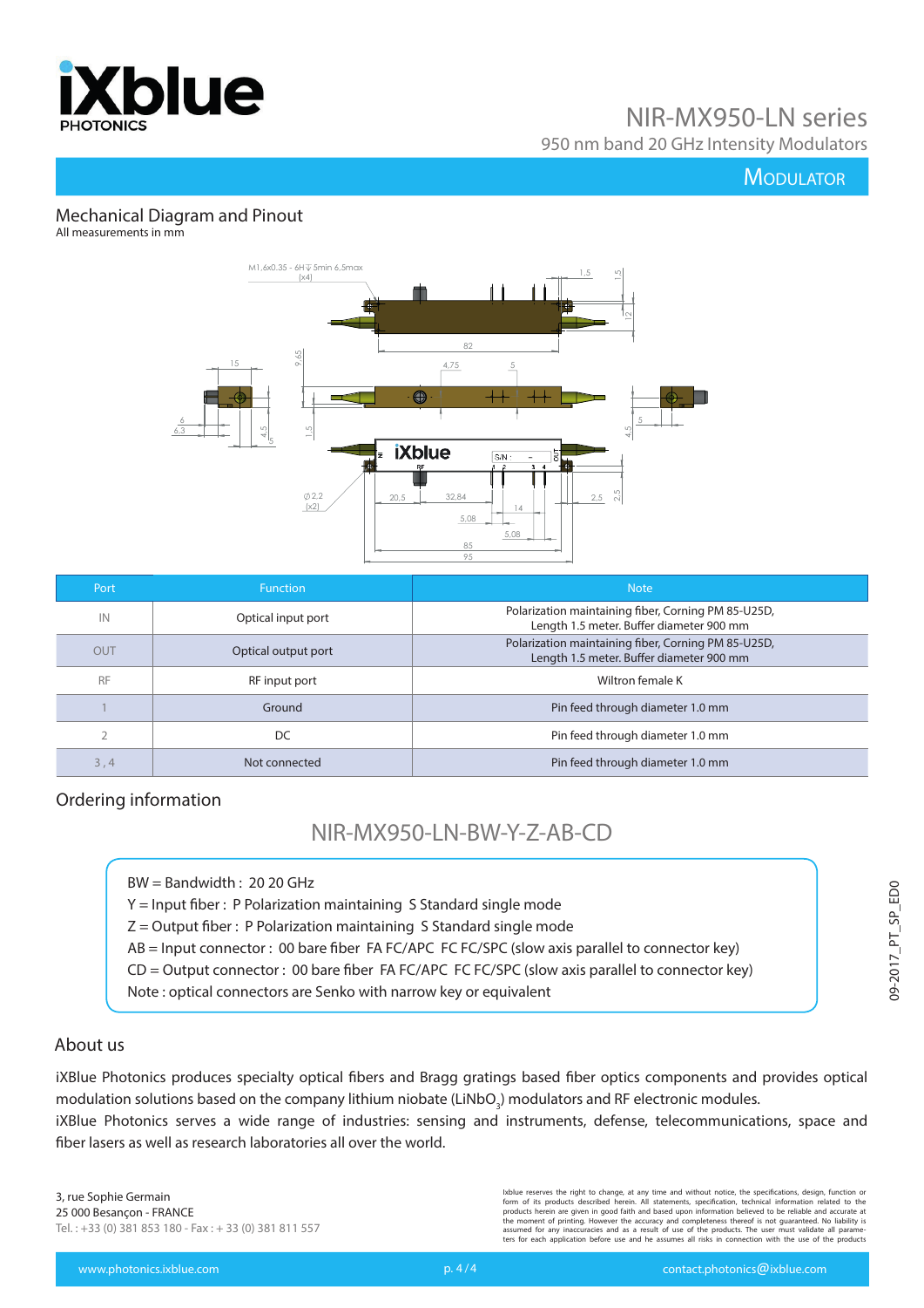# NIR-MX950-LN series

950 nm band 20 GHz Intensity Modulators

MODULATOR

## Mechanical Diagram and Pinout

All measurements in mm

M1.6x0.35 - 6H ⊽ 5min 6.5max (x4)

1.5 1.5 12 82 9.65 15 4.75 5 6 6.3 4.5 5 1.5 5 4.5 Ø2.2 (x2) 20.5 32.84 14 2.5 2.5 5.08 5.08 85 95

iXblue S/N : IN RF OUT 1 2 3 4

| Port | Function | Note |
|---|---|---|
| IN | Optical input port | Polarization maintaining fiber, Corning PM 85-U25D, Length 1.5 meter. Buffer diameter 900 mm |
| OUT | Optical output port | Polarization maintaining fiber, Corning PM 85-U25D, Length 1.5 meter. Buffer diameter 900 mm |
| RF | RF input port | Wiltron female K |
| 1 | Ground | Pin feed through diameter 1.0 mm |
| 2 | DC | Pin feed through diameter 1.0 mm |
| 3 , 4 | Not connected | Pin feed through diameter 1.0 mm |

## Ordering information

NIR-MX950-LN-BW-Y-Z-AB-CD

BW = Bandwidth : 20 20 GHz
Y = Input fiber : P Polarization maintaining S Standard single mode
Z = Output fiber : P Polarization maintaining S Standard single mode
AB = Input connector : 00 bare fiber FA FC/APC FC FC/SPC (slow axis parallel to connector key)
CD = Output connector : 00 bare fiber FA FC/APC FC FC/SPC (slow axis parallel to connector key)
Note : optical connectors are Senko with narrow key or equivalent

## About us

iXBlue Photonics produces specialty optical fibers and Bragg gratings based fiber optics components and provides optical modulation solutions based on the company lithium niobate ($LiNbO_3$) modulators and RF electronic modules.
iXBlue Photonics serves a wide range of industries: sensing and instruments, defense, telecommunications, space and fiber lasers as well as research laboratories all over the world.

3, rue Sophie Germain
25 000 Besançon - FRANCE
Tel. : +33 (0) 381 853 180 - Fax : + 33 (0) 381 811 557

Ixblue reserves the right to change, at any time and without notice, the specifications, design, function or form of its products described herein. All statements, specification, technical information related to the products herein are given in good faith and based upon information believed to be reliable and accurate at the moment of printing. However the accuracy and completeness thereof is not guaranteed. No liability is assumed for any inaccuracies and as a result of use of the products. The user must validate all parameters for each application before use and he assumes all risks in connection with the use of the products

09-2017_PT_SP_ED0

www.photonics.ixblue.com

contact.photonics@ixblue.com